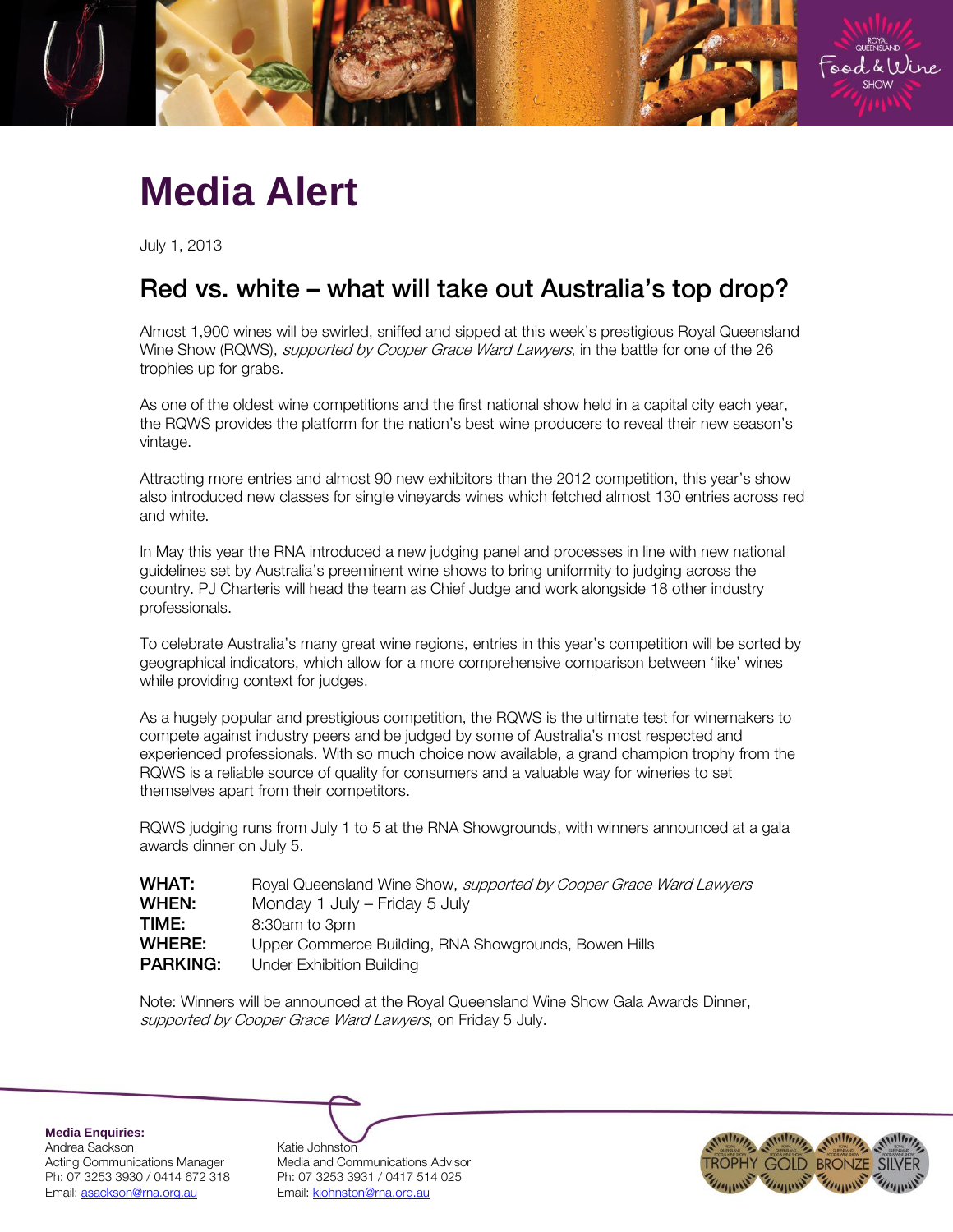# Media Alert

July 1, 2013

## Red vs. white – what will take out Australia's top drop?

Almost 1,900 wines will be swirled, sniffed and sipped at this week's prestigious Royal Queensland Wine Show (RQWS), *supported by Cooper Grace Ward Lawyers*, in the battle for one of the 26 trophies up for grabs.

As one of the oldest wine competitions and the first national show held in a capital city each year, the RQWS provides the platform for the nation's best wine producers to reveal their new season's vintage.

Attracting more entries and almost 90 new exhibitors than the 2012 competition, this year's show also introduced new classes for single vineyards wines which fetched almost 130 entries across red and white.

In May this year the RNA introduced a new judging panel and processes in line with new national guidelines set by Australia's preeminent wine shows to bring uniformity to judging across the country. PJ Charteris will head the team as Chief Judge and work alongside 18 other industry professionals.

To celebrate Australia's many great wine regions, entries in this year's competition will be sorted by geographical indicators, which allow for a more comprehensive comparison between 'like' wines while providing context for judges.

As a hugely popular and prestigious competition, the RQWS is the ultimate test for winemakers to compete against industry peers and be judged by some of Australia's most respected and experienced professionals. With so much choice now available, a grand champion trophy from the RQWS is a reliable source of quality for consumers and a valuable way for wineries to set themselves apart from their competitors.

RQWS judging runs from July 1 to 5 at the RNA Showgrounds, with winners announced at a gala awards dinner on July 5.

**WHAT:** Royal Queensland Wine Show, *supported by Cooper Grace Ward Lawyers*
**WHEN:** Monday 1 July – Friday 5 July
**TIME:** 8:30am to 3pm
**WHERE:** Upper Commerce Building, RNA Showgrounds, Bowen Hills
**PARKING:** Under Exhibition Building

Note: Winners will be announced at the Royal Queensland Wine Show Gala Awards Dinner, *supported by Cooper Grace Ward Lawyers*, on Friday 5 July.

**Media Enquiries:**

Andrea Sackson
Acting Communications Manager
Ph: 07 3253 3930 / 0414 672 318
Email: asackson@rna.org.au

Katie Johnston
Media and Communications Advisor
Ph: 07 3253 3931 / 0417 514 025
Email: kjohnston@rna.org.au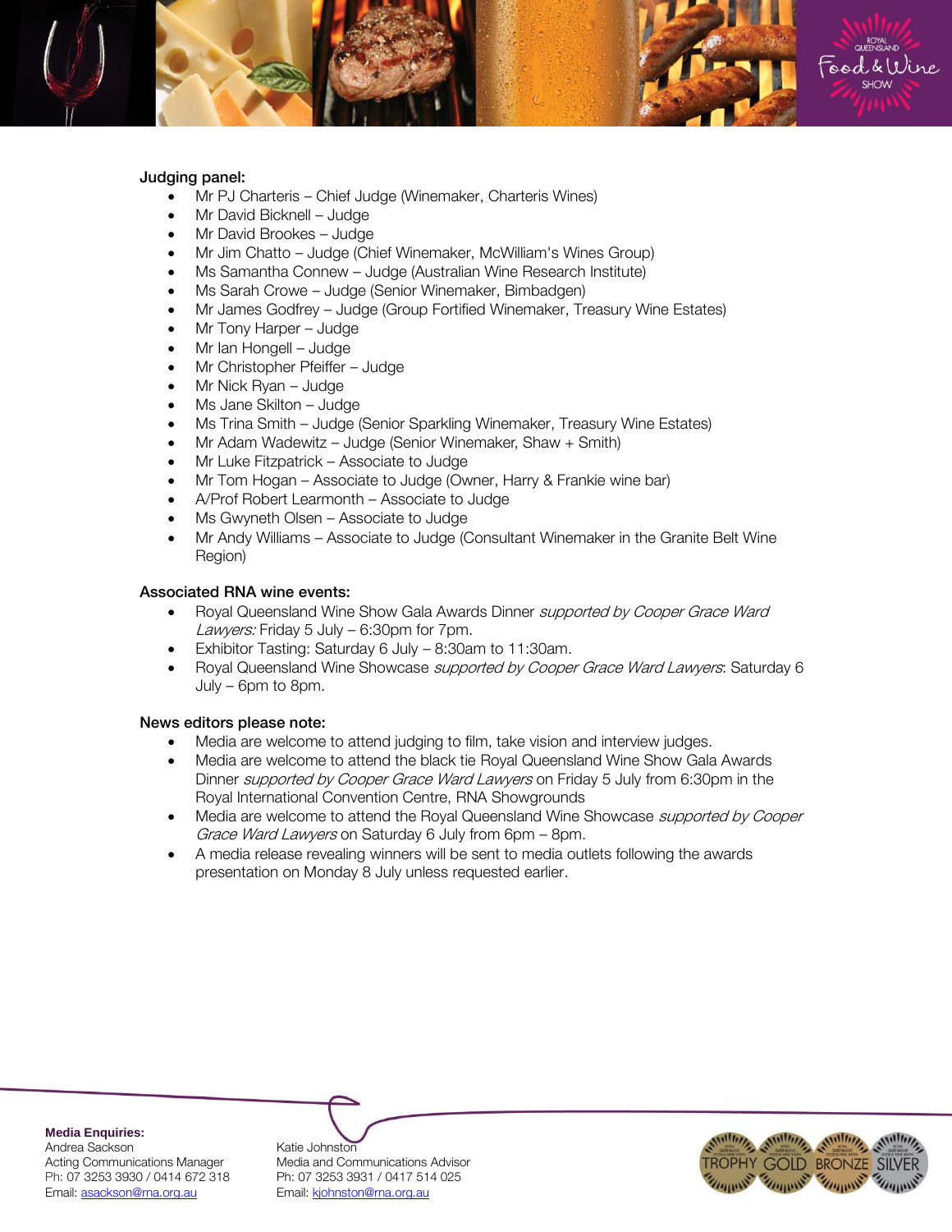**Judging panel:**

- Mr PJ Charteris – Chief Judge (Winemaker, Charteris Wines)
- Mr David Bicknell – Judge
- Mr David Brookes – Judge
- Mr Jim Chatto – Judge (Chief Winemaker, McWilliam's Wines Group)
- Ms Samantha Connew – Judge (Australian Wine Research Institute)
- Ms Sarah Crowe – Judge (Senior Winemaker, Bimbadgen)
- Mr James Godfrey – Judge (Group Fortified Winemaker, Treasury Wine Estates)
- Mr Tony Harper – Judge
- Mr Ian Hongell – Judge
- Mr Christopher Pfeiffer – Judge
- Mr Nick Ryan – Judge
- Ms Jane Skilton – Judge
- Ms Trina Smith – Judge (Senior Sparkling Winemaker, Treasury Wine Estates)
- Mr Adam Wadewitz – Judge (Senior Winemaker, Shaw + Smith)
- Mr Luke Fitzpatrick – Associate to Judge
- Mr Tom Hogan – Associate to Judge (Owner, Harry & Frankie wine bar)
- A/Prof Robert Learmonth – Associate to Judge
- Ms Gwyneth Olsen – Associate to Judge
- Mr Andy Williams – Associate to Judge (Consultant Winemaker in the Granite Belt Wine Region)

**Associated RNA wine events:**

- Royal Queensland Wine Show Gala Awards Dinner *supported by Cooper Grace Ward Lawyers:* Friday 5 July – 6:30pm for 7pm.
- Exhibitor Tasting: Saturday 6 July – 8:30am to 11:30am.
- Royal Queensland Wine Showcase *supported by Cooper Grace Ward Lawyers*: Saturday 6 July – 6pm to 8pm.

**News editors please note:**

- Media are welcome to attend judging to film, take vision and interview judges.
- Media are welcome to attend the black tie Royal Queensland Wine Show Gala Awards Dinner *supported by Cooper Grace Ward Lawyers* on Friday 5 July from 6:30pm in the Royal International Convention Centre, RNA Showgrounds
- Media are welcome to attend the Royal Queensland Wine Showcase *supported by Cooper Grace Ward Lawyers* on Saturday 6 July from 6pm – 8pm.
- A media release revealing winners will be sent to media outlets following the awards presentation on Monday 8 July unless requested earlier.

**Media Enquiries:**

Andrea Sackson
Acting Communications Manager
Ph: 07 3253 3930 / 0414 672 318
Email: asackson@rna.org.au

Katie Johnston
Media and Communications Advisor
Ph: 07 3253 3931 / 0417 514 025
Email: kjohnston@rna.org.au